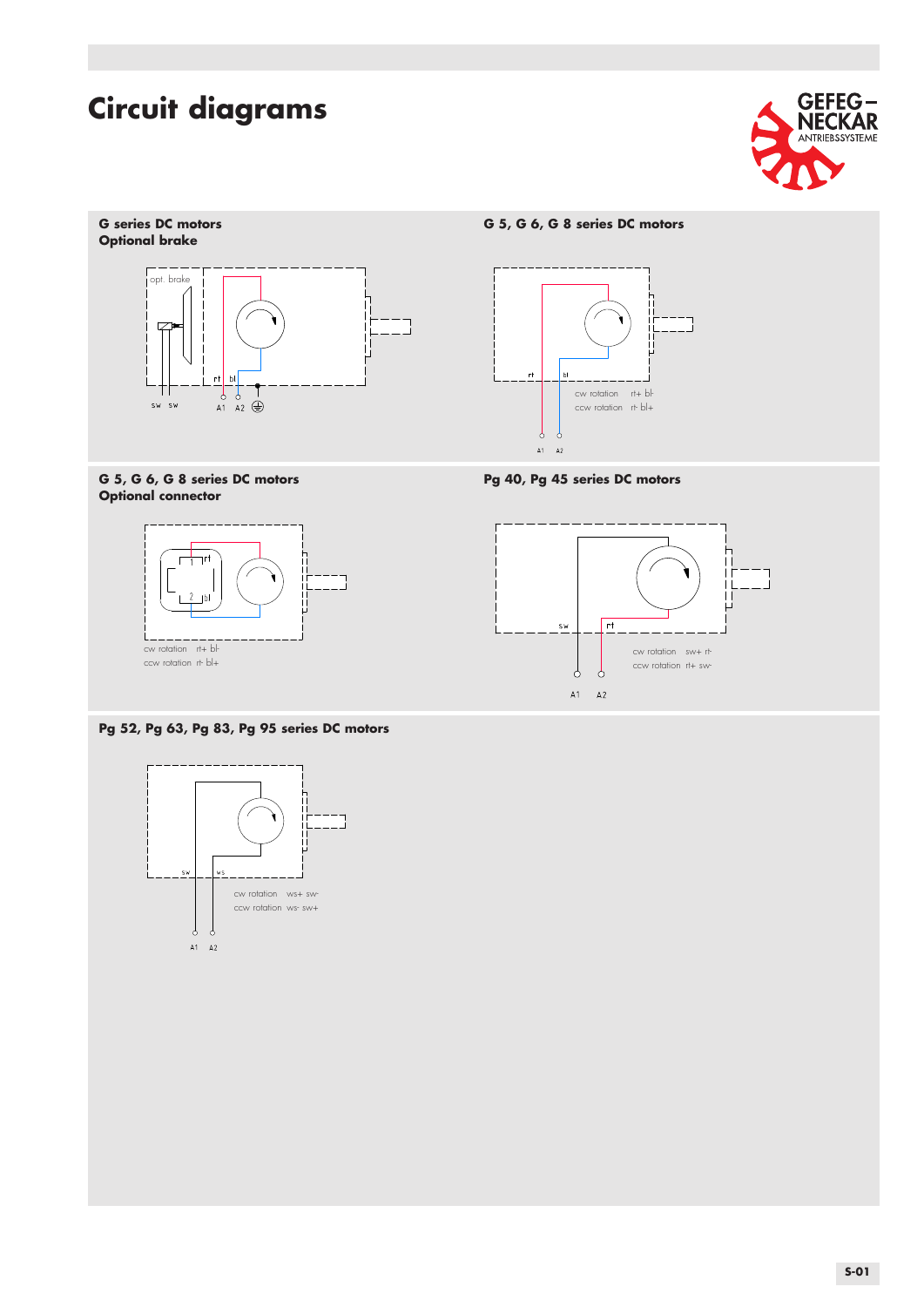# Circuit diagrams

## G series DC motors
### Optional brake

opt. brake

sw sw rt bl A1 A2

## G 5, G 6, G 8 series DC motors

rt bl

cw rotation rt+ bl-
ccw rotation rt- bl+

A1 A2

## G 5, G 6, G 8 series DC motors
### Optional connector

1 rt
2 bl

cw rotation rt+ bl-
ccw rotation rt- bl+

## Pg 40, Pg 45 series DC motors

sw rt

cw rotation sw+ rt-
ccw rotation rt+ sw-

A1 A2

## Pg 52, Pg 63, Pg 83, Pg 95 series DC motors

sw ws

cw rotation ws+ sw-
ccw rotation ws- sw+

A1 A2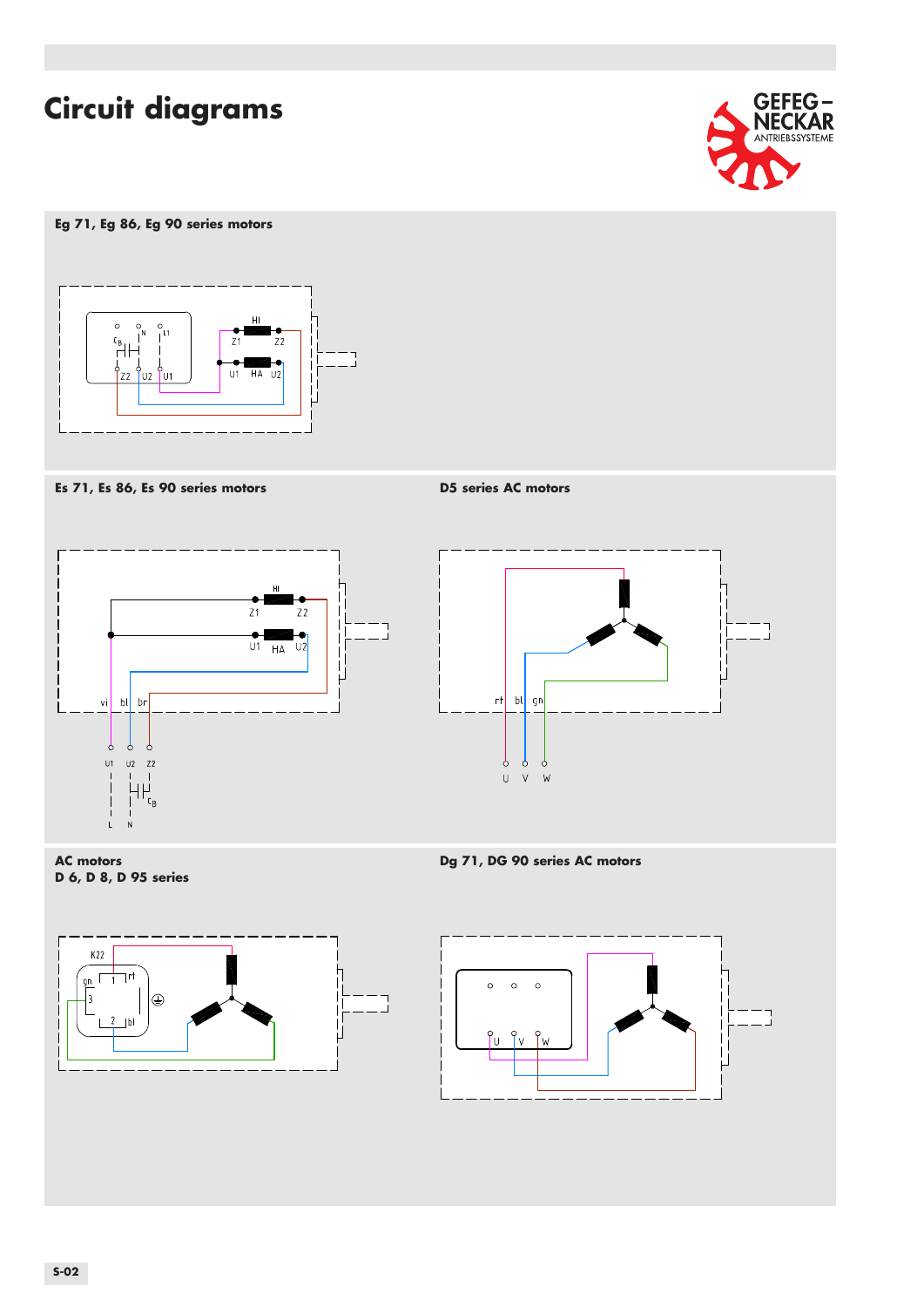# Circuit diagrams

## Eg 71, Eg 86, Eg 90 series motors

N L1 $C_B$ Z2 U2 U1

HI Z1 Z2

U1 HA U2

## Es 71, Es 86, Es 90 series motors

HI Z1 Z2

U1 HA U2

vi bl br

U1 U2 Z2

$C_B$

L N

## D5 series AC motors

rt bl gn

U V W

## AC motors D 6, D 8, D 95 series

K22 gn 1 rt 3 2 bl

## Dg 71, DG 90 series AC motors

U V W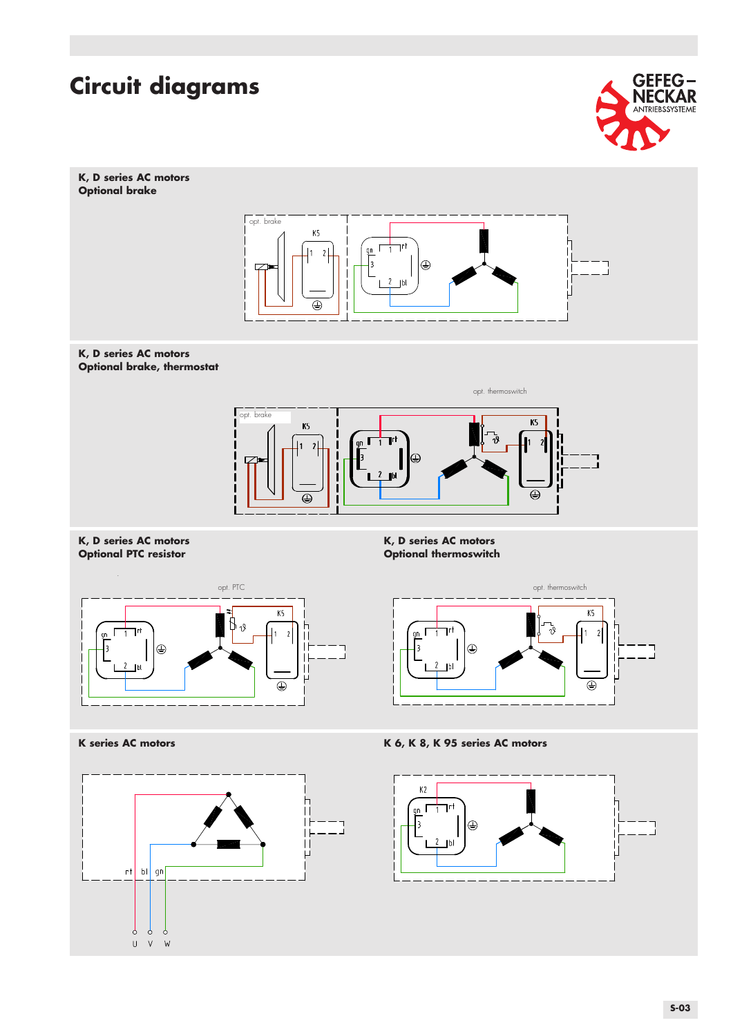# Circuit diagrams

GEFEG–NECKAR ANTRIEBSSYSTEME

**K, D series AC motors**
**Optional brake**

opt. brake

K5

1 2

gn 1 rt

3

2 bl

**K, D series AC motors**
**Optional brake, thermostat**

opt. thermoswitch

opt. brake

K5

1 2

gn 1 rt

3

2 bl

K5

1 2

**K, D series AC motors**
**Optional PTC resistor**

opt. PTC

K5

gn 1 rt

3

2 bl

1 2

**K, D series AC motors**
**Optional thermoswitch**

opt. thermoswitch

K5

gn 1 rt

3

2 bl

1 2

**K series AC motors**

rt bl gn

U V W

**K 6, K 8, K 95 series AC motors**

K2

gn 1 rt

3

2 bl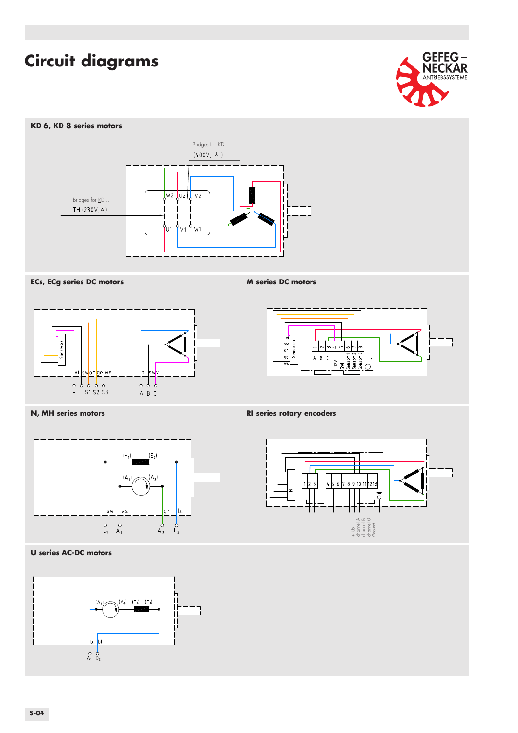# Circuit diagrams

GEFEG–NECKAR ANTRIEBSSYSTEME

## KD 6, KD 8 series motors

Bridges for KD...
(400V, ⅄)

Bridges for KD...
TH (230V, △)

W2 U2 V2
U1 V1 W1

## ECs, ECg series DC motors

Sensoren

vi sw or ge ws
\+ – S1 S2 S3

bl sw vi
A B C

## M series DC motors

vi sw or ge ws Sensoren

1 2 3 4 5 6 7 8

A B C + 12V Gnd Sensor 1 Sensor 2 Sensor 3

## N, MH series motors

$(E_1)$ $(E_2)$

$(A_1)$ $(A_2)$

sw ws gn bl

$E_1$ $A_1$ $A_2$ $E_2$

## RI series rotary encoders

RI

1 2 3 4 5 6 7 8 9 10 11 12 13

\+ Ub
channel A
channel B
channel 0
Ground

## U series AC-DC motors

$(A_1)$ $(A_2)$ $(E_1)$ $(E_2)$

bl bl

$A_1$ $D_2$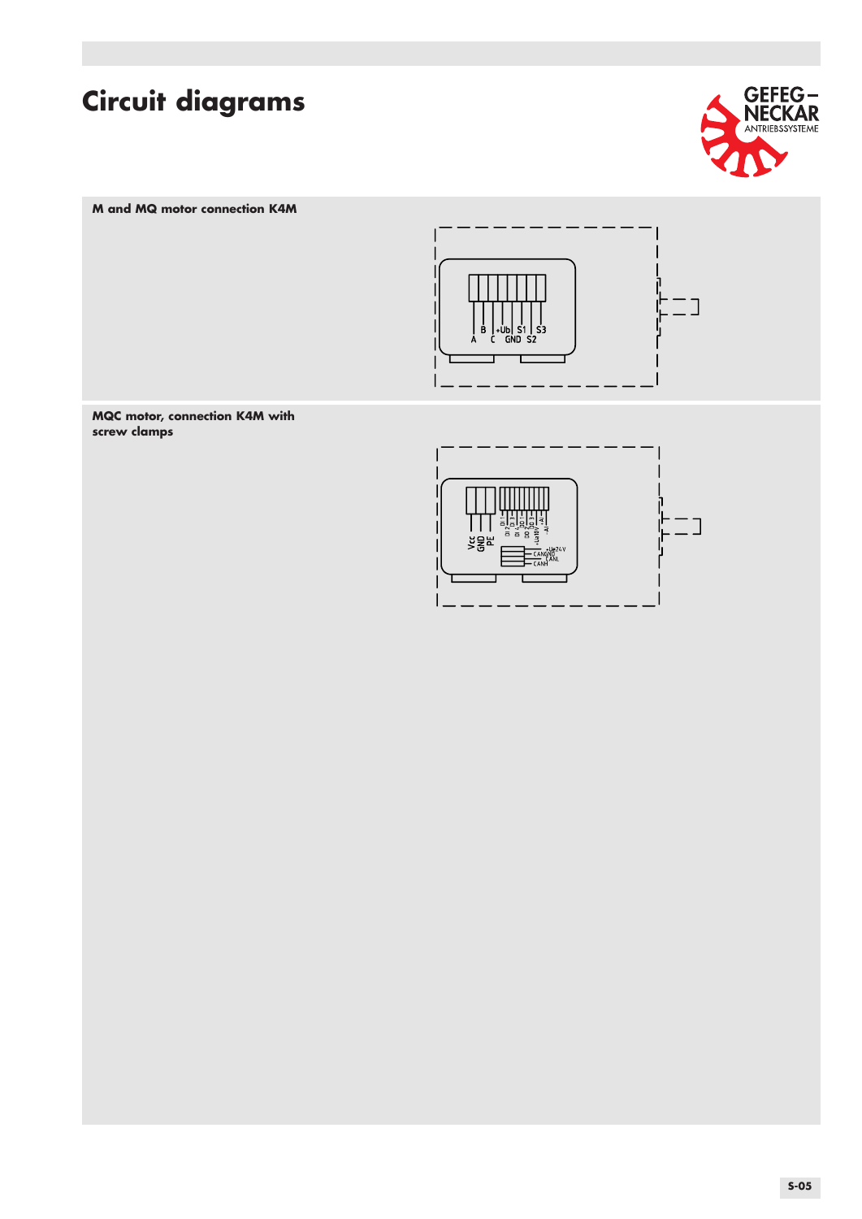# Circuit diagrams

## M and MQ motor connection K4M

A
B
C
+Ub
GND
S1
S2
S3

## MQC motor, connection K4M with screw clamps

Vcc
GND
PE

+Ub24V
CANGND
CANL
CANH